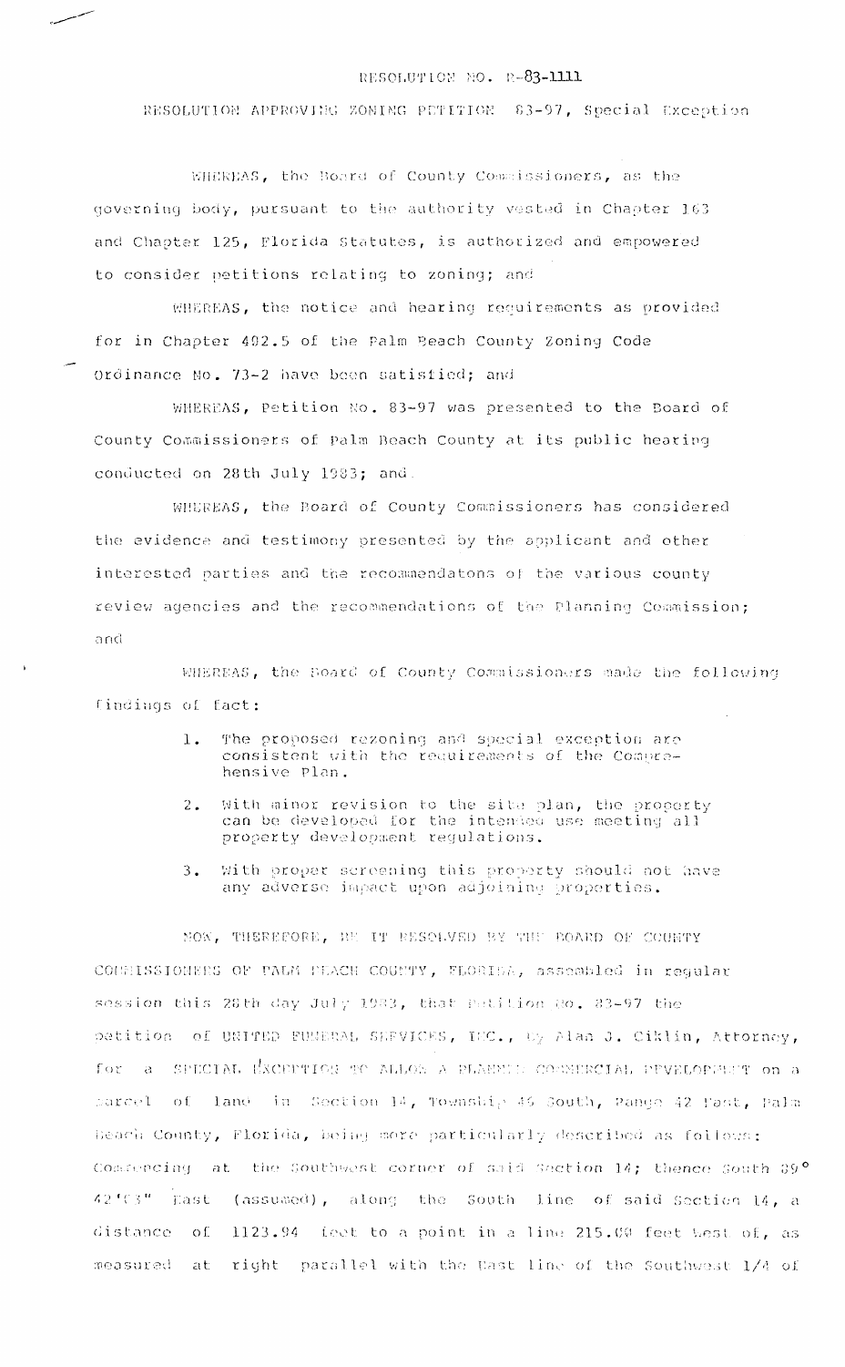# RESOLUTION NO. R-83-1111

## RESOLUTION APPROVING ZONING PETITION 83-97, Special Exception

WHEREAS, the Board of County Commissioners, as the governing body, pursuant to the authority vested in Chapter 163 and Chapter 125, Florida Statutes, is authorized and empowered to consider petitions relating to zoning; and

WHEREAS, the notice and hearing requirements as provided for in Chapter 402.5 of the Palm Beach County Zoning Code Ordinance No. 73-2 have been satisfied; and

WHEREAS, Petition No. 83-97 was presented to the Board of County Commissioners of Palm Beach County at its public hearing conducted on 28th July 1983; and

WHEREAS, the Board of County Commissioners has considered the evidence and testimony presented by the applicant and other interested parties and the recommendatons of the various county review agencies and the recommendations of the Planning Commission; and

WHEREAS, the Board of County Commissioners made the following findings of fact:

1. The proposed rezoning and special exception are consistent with the requirements of the Comprehensive Plan.
2. With minor revision to the site plan, the property can be developed for the intended use meeting all property development regulations.
3. With proper screening this property should not have any adverse impact upon adjoining properties.

NOW, THEREFORE, BE IT RESOLVED BY THE BOARD OF COUNTY COMMISSIONERS OF PALM BEACH COUNTY, FLORIDA, assembled in regular session this 28th day July 1983, that Petition No. 83-97 the petition of UNITED FUNERAL SERVICES, INC., by Alan J. Ciklin, Attorney, for a SPECIAL EXCEPTION TO ALLOW A PLANNED COMMERCIAL DEVELOPMENT on a parcel of land in Section 14, Township 45 South, Range 42 East, Palm Beach County, Florida, being more particularly described as follows: Commencing at the Southwest corner of said Section 14; thence South 89° 42'03" East (assumed), along the South line of said Section 14, a distance of 1123.94 feet to a point in a line 215.00 feet West of, as measured at right parallel with the East line of the Southwest 1/4 of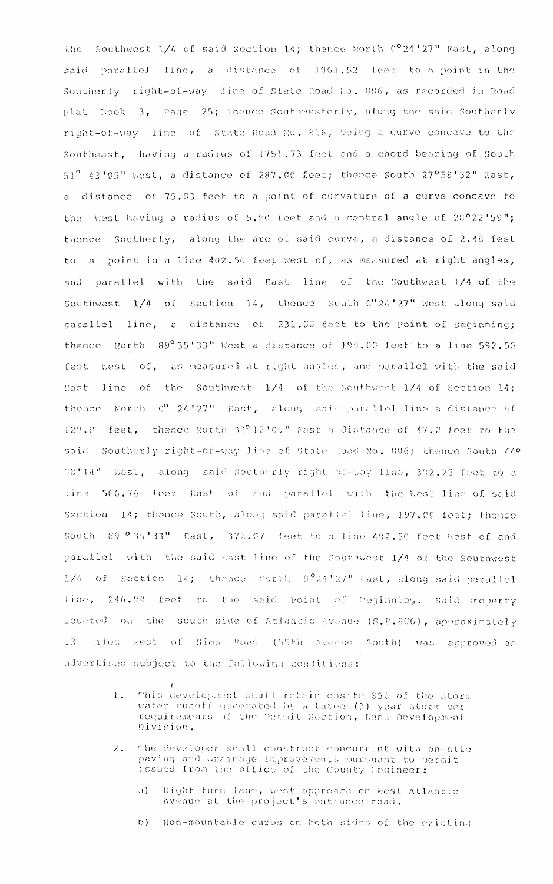the Southwest 1/4 of said Section 14; thence North 0°24'27" East, along said parallel line, a distance of 1061.52 feet to a point in the Southerly right-of-way line of State Road No. 806, as recorded in Road Plat Book 3, Page 25; thence Southwesterly, along the said Southerly right-of-way line of State Road No. 806, being a curve concave to the Southeast, having a radius of 1751.73 feet and a chord bearing of South 51° 43'05" West, a distance of 287.00 feet; thence South 27°58'32" East, a distance of 75.03 feet to a point of curvature of a curve concave to the West having a radius of 5.00 feet and a central angle of 28°22'59"; thence Southerly, along the arc of said curve, a distance of 2.48 feet to a point in a line 402.50 feet West of, as measured at right angles, and parallel with the said East line of the Southwest 1/4 of the Southwest 1/4 of Section 14, thence South 0°24'27" West along said parallel line, a distance of 231.00 feet to the Point of Beginning; thence North 89°35'33" West a distance of 190.00 feet to a line 592.50 feet West of, as measured at right angles, and parallel with the said East line of the Southwest 1/4 of the Southwest 1/4 of Section 14; thence North 0° 24'27" East, along said parallel line a distance of 129.0 feet, thence North 33°12'09" East a distance of 47.0 feet to the said Southerly right-of-way line of State Road No. 806; thence South 44° 58'14" West, along said Southerly right-of-way line, 302.25 feet to a line 566.75 feet East of and parallel with the West line of said Section 14; thence South, along said parallel line, 197.00 feet; thence South 89 ° 35'33" East, 372.07 feet to a line 402.50 feet West of and parallel with the said East line of the Southwest 1/4 of the Southwest 1/4 of Section 14; thence North 0°24'27" East, along said parallel line, 246.92 feet to the said Point of Beginning. Said property located on the south side of Atlantic Avenue (S.R.806), approximately .3 miles west of Sims Road (55th Avenue South) was approved as advertised subject to the following conditions:

1. This development shall retain onsite 85% of the storm water runoff generated by a three (3) year storm per requirements of the Permit Section, Land Development Division.

2. The developer shall construct concurrent with on-site paving and drainage improvements pursuant to permit issued from the office of the County Engineer:

   a) Right turn lane, west approach on West Atlantic Avenue at the project's entrance road.

   b) Non-mountable curbs on both sides of the existing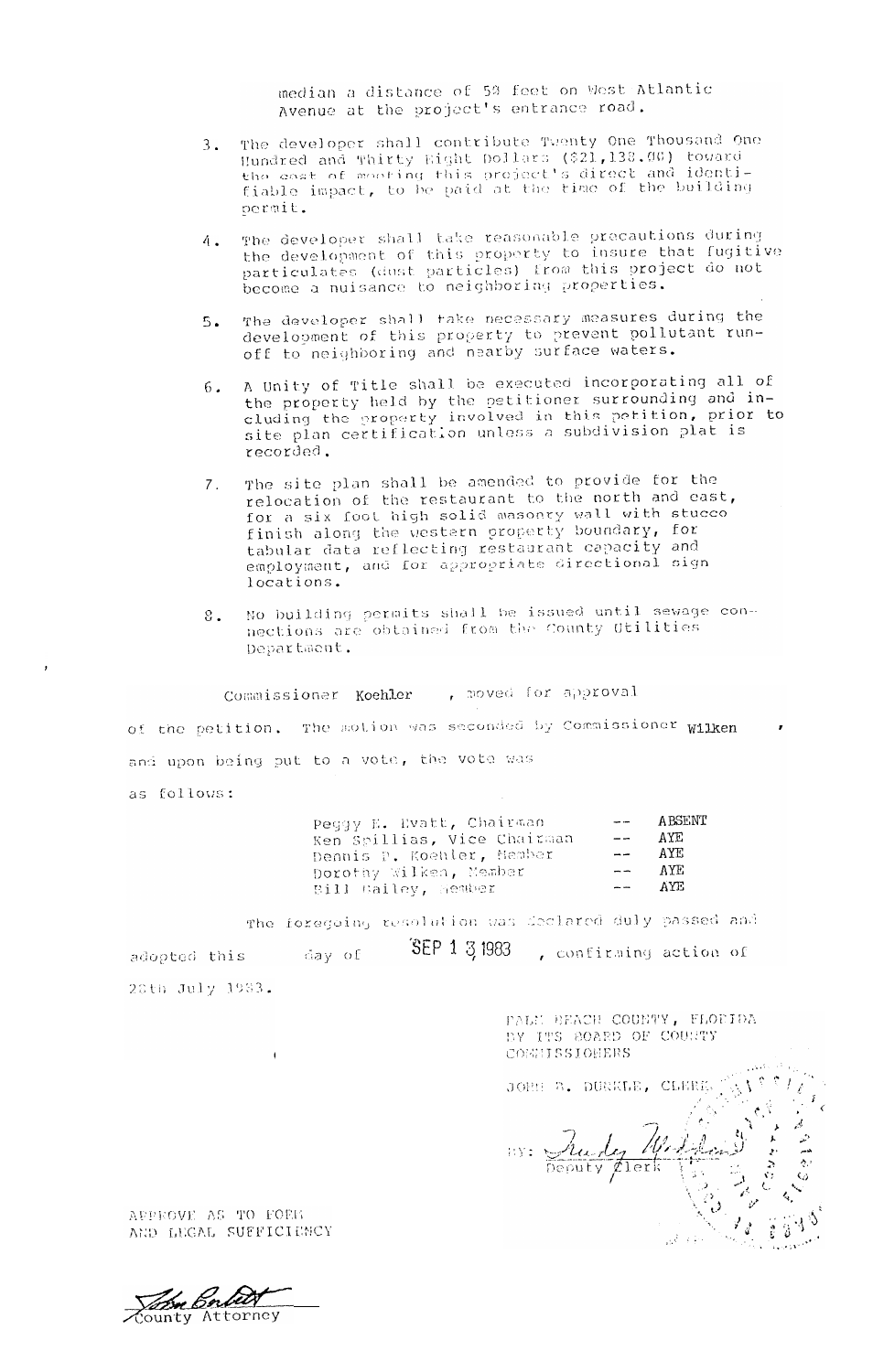median a distance of 58 feet on West Atlantic Avenue at the project's entrance road.

3. The developer shall contribute Twenty One Thousand One Hundred and Thirty Eight Dollars ($21,138.00) toward the cost of meeting this project's direct and identifiable impact, to be paid at the time of the building permit.

4. The developer shall take reasonable precautions during the development of this property to insure that fugitive particulates (dust particles) from this project do not become a nuisance to neighboring properties.

5. The developer shall take necessary measures during the development of this property to prevent pollutant run-off to neighboring and nearby surface waters.

6. A Unity of Title shall be executed incorporating all of the property held by the petitioner surrounding and including the property involved in this petition, prior to site plan certification unless a subdivision plat is recorded.

7. The site plan shall be amended to provide for the relocation of the restaurant to the north and east, for a six foot high solid masonry wall with stucco finish along the western property boundary, for tabular data reflecting restaurant capacity and employment, and for appropriate directional sign locations.

8. No building permits shall be issued until sewage connections are obtained from the County Utilities Department.

Commissioner Koehler, moved for approval of the petition. The motion was seconded by Commissioner Wilken and upon being put to a vote, the vote was as follows:

| | | |
|---|---|---|
| Peggy E. Evatt, Chairman | -- | ABSENT |
| Ken Spillias, Vice Chairman | -- | AYE |
| Dennis P. Koehler, Member | -- | AYE |
| Dorothy Wilken, Member | -- | AYE |
| Bill Bailey, Member | -- | AYE |

The foregoing resolution was declared duly passed and adopted this day of SEP 1 3 1983, confirming action of 28th July 1983.

PALM BEACH COUNTY, FLORIDA
BY ITS BOARD OF COUNTY COMMISSIONERS

JOHN B. DUNKLE, CLERK

BY: Trudy Weldon
Deputy Clerk

APPROVE AS TO FORM
AND LEGAL SUFFICIENCY

John Corbett
County Attorney